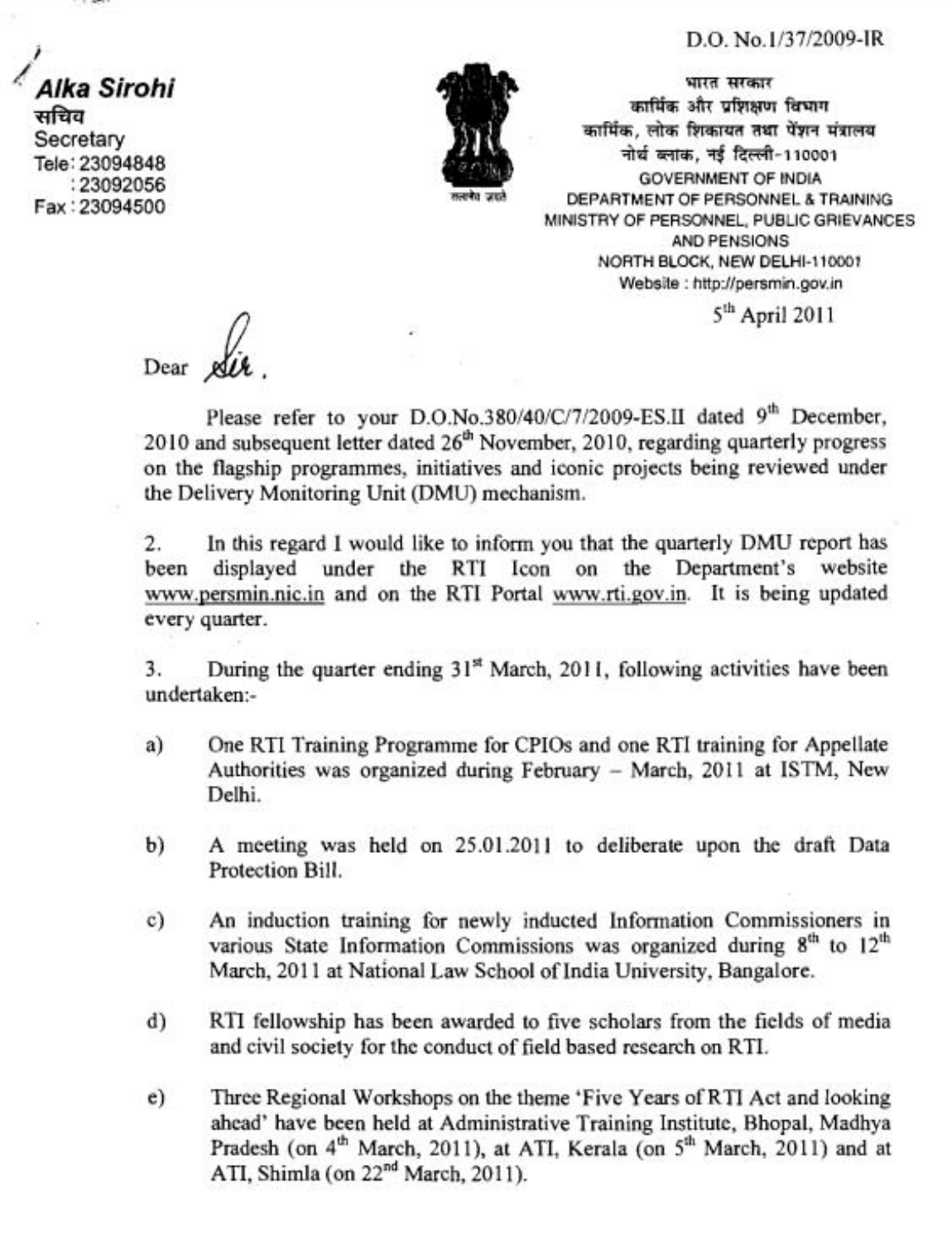D.O. No.1/37/2009-IR

**Alka Sirohi**
सचिव
Secretary
Tele: 23094848
: 23092056
Fax : 23094500

भारत सरकार
कार्मिक और प्रशिक्षण विभाग
कार्मिक, लोक शिकायत तथा पेंशन मंत्रालय
नोर्थ ब्लाक, नई दिल्ली-110001
GOVERNMENT OF INDIA
DEPARTMENT OF PERSONNEL & TRAINING
MINISTRY OF PERSONNEL, PUBLIC GRIEVANCES AND PENSIONS
NORTH BLOCK, NEW DELHI-110001
Website : http://persmin.gov.in

5th April 2011

Dear Sir,

Please refer to your D.O.No.380/40/C/7/2009-ES.II dated 9th December, 2010 and subsequent letter dated 26th November, 2010, regarding quarterly progress on the flagship programmes, initiatives and iconic projects being reviewed under the Delivery Monitoring Unit (DMU) mechanism.

2. In this regard I would like to inform you that the quarterly DMU report has been displayed under the RTI Icon on the Department's website www.persmin.nic.in and on the RTI Portal www.rti.gov.in. It is being updated every quarter.

3. During the quarter ending 31st March, 2011, following activities have been undertaken:-

a) One RTI Training Programme for CPIOs and one RTI training for Appellate Authorities was organized during February – March, 2011 at ISTM, New Delhi.

b) A meeting was held on 25.01.2011 to deliberate upon the draft Data Protection Bill.

c) An induction training for newly inducted Information Commissioners in various State Information Commissions was organized during 8th to 12th March, 2011 at National Law School of India University, Bangalore.

d) RTI fellowship has been awarded to five scholars from the fields of media and civil society for the conduct of field based research on RTI.

e) Three Regional Workshops on the theme 'Five Years of RTI Act and looking ahead' have been held at Administrative Training Institute, Bhopal, Madhya Pradesh (on 4th March, 2011), at ATI, Kerala (on 5th March, 2011) and at ATI, Shimla (on 22nd March, 2011).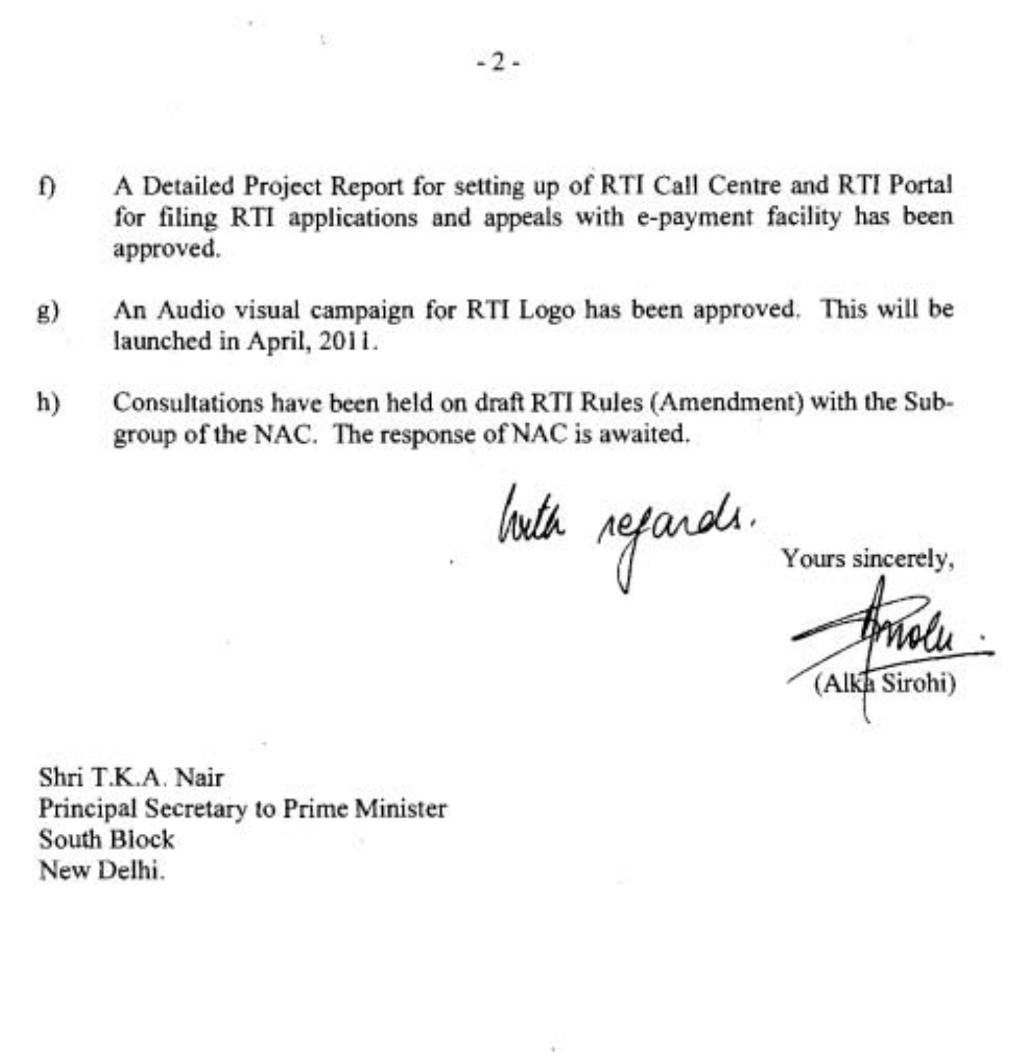f) A Detailed Project Report for setting up of RTI Call Centre and RTI Portal for filing RTI applications and appeals with e-payment facility has been approved.

g) An Audio visual campaign for RTI Logo has been approved. This will be launched in April, 2011.

h) Consultations have been held on draft RTI Rules (Amendment) with the Sub-group of the NAC. The response of NAC is awaited.

With regards.

Yours sincerely,

(Alka Sirohi)

Shri T.K.A. Nair
Principal Secretary to Prime Minister
South Block
New Delhi.